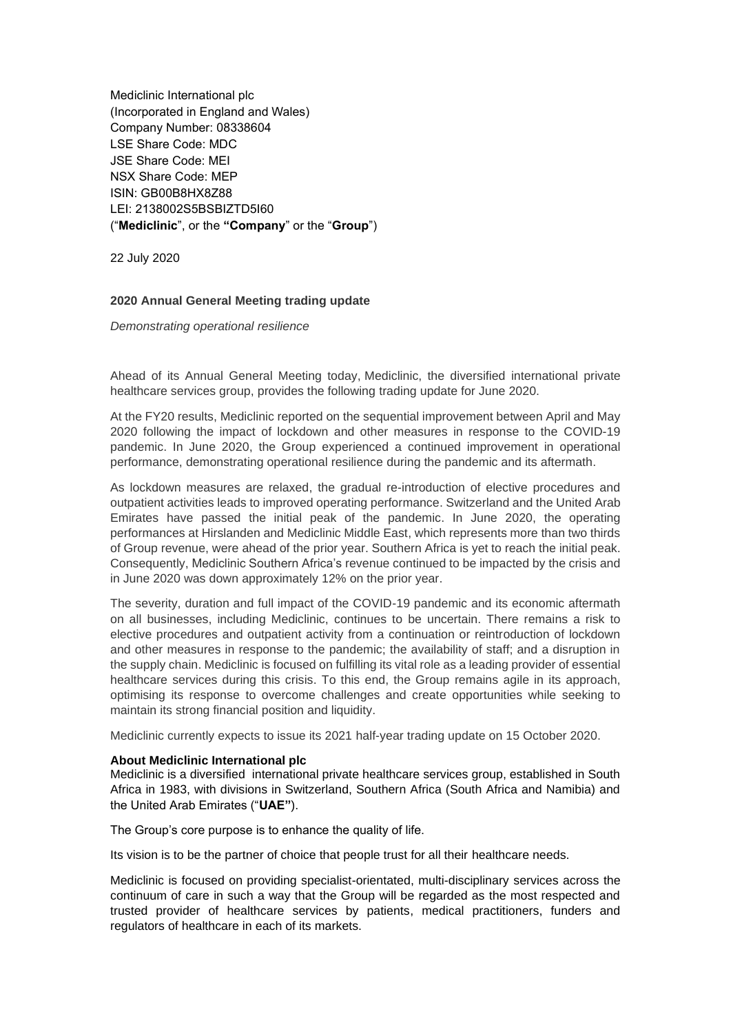Mediclinic International plc
(Incorporated in England and Wales)
Company Number: 08338604
LSE Share Code: MDC
JSE Share Code: MEI
NSX Share Code: MEP
ISIN: GB00B8HX8Z88
LEI: 2138002S5BSBIZTD5I60
("**Mediclinic**", or the **"Company**" or the "**Group**")

22 July 2020

**2020 Annual General Meeting trading update**

*Demonstrating operational resilience*

Ahead of its Annual General Meeting today, Mediclinic, the diversified international private healthcare services group, provides the following trading update for June 2020.

At the FY20 results, Mediclinic reported on the sequential improvement between April and May 2020 following the impact of lockdown and other measures in response to the COVID-19 pandemic. In June 2020, the Group experienced a continued improvement in operational performance, demonstrating operational resilience during the pandemic and its aftermath.

As lockdown measures are relaxed, the gradual re-introduction of elective procedures and outpatient activities leads to improved operating performance. Switzerland and the United Arab Emirates have passed the initial peak of the pandemic. In June 2020, the operating performances at Hirslanden and Mediclinic Middle East, which represents more than two thirds of Group revenue, were ahead of the prior year. Southern Africa is yet to reach the initial peak. Consequently, Mediclinic Southern Africa's revenue continued to be impacted by the crisis and in June 2020 was down approximately 12% on the prior year.

The severity, duration and full impact of the COVID-19 pandemic and its economic aftermath on all businesses, including Mediclinic, continues to be uncertain. There remains a risk to elective procedures and outpatient activity from a continuation or reintroduction of lockdown and other measures in response to the pandemic; the availability of staff; and a disruption in the supply chain. Mediclinic is focused on fulfilling its vital role as a leading provider of essential healthcare services during this crisis. To this end, the Group remains agile in its approach, optimising its response to overcome challenges and create opportunities while seeking to maintain its strong financial position and liquidity.

Mediclinic currently expects to issue its 2021 half-year trading update on 15 October 2020.

**About Mediclinic International plc**

Mediclinic is a diversified international private healthcare services group, established in South Africa in 1983, with divisions in Switzerland, Southern Africa (South Africa and Namibia) and the United Arab Emirates ("**UAE**").

The Group's core purpose is to enhance the quality of life.

Its vision is to be the partner of choice that people trust for all their healthcare needs.

Mediclinic is focused on providing specialist-orientated, multi-disciplinary services across the continuum of care in such a way that the Group will be regarded as the most respected and trusted provider of healthcare services by patients, medical practitioners, funders and regulators of healthcare in each of its markets.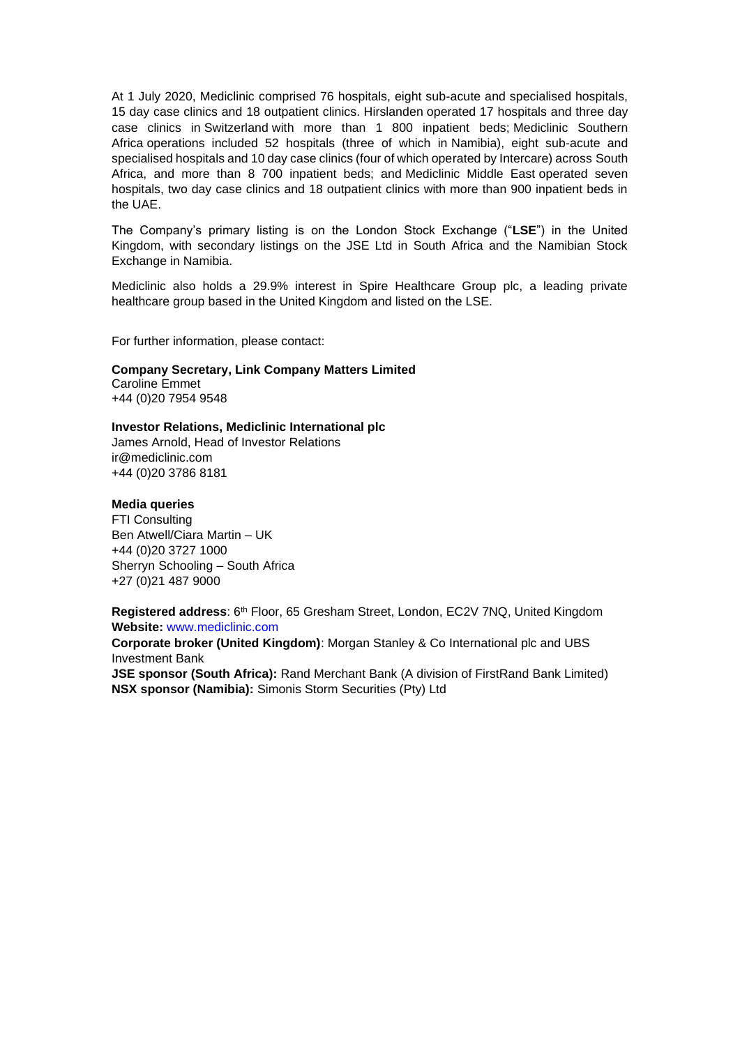At 1 July 2020, Mediclinic comprised 76 hospitals, eight sub-acute and specialised hospitals, 15 day case clinics and 18 outpatient clinics. Hirslanden operated 17 hospitals and three day case clinics in Switzerland with more than 1 800 inpatient beds; Mediclinic Southern Africa operations included 52 hospitals (three of which in Namibia), eight sub-acute and specialised hospitals and 10 day case clinics (four of which operated by Intercare) across South Africa, and more than 8 700 inpatient beds; and Mediclinic Middle East operated seven hospitals, two day case clinics and 18 outpatient clinics with more than 900 inpatient beds in the UAE.

The Company's primary listing is on the London Stock Exchange ("**LSE**") in the United Kingdom, with secondary listings on the JSE Ltd in South Africa and the Namibian Stock Exchange in Namibia.

Mediclinic also holds a 29.9% interest in Spire Healthcare Group plc, a leading private healthcare group based in the United Kingdom and listed on the LSE.

For further information, please contact:

**Company Secretary, Link Company Matters Limited**
Caroline Emmet
+44 (0)20 7954 9548

**Investor Relations, Mediclinic International plc**
James Arnold, Head of Investor Relations
ir@mediclinic.com
+44 (0)20 3786 8181

**Media queries**
FTI Consulting
Ben Atwell/Ciara Martin – UK
+44 (0)20 3727 1000
Sherryn Schooling – South Africa
+27 (0)21 487 9000

**Registered address**: 6th Floor, 65 Gresham Street, London, EC2V 7NQ, United Kingdom
**Website:** www.mediclinic.com
**Corporate broker (United Kingdom)**: Morgan Stanley & Co International plc and UBS Investment Bank
**JSE sponsor (South Africa):** Rand Merchant Bank (A division of FirstRand Bank Limited)
**NSX sponsor (Namibia):** Simonis Storm Securities (Pty) Ltd